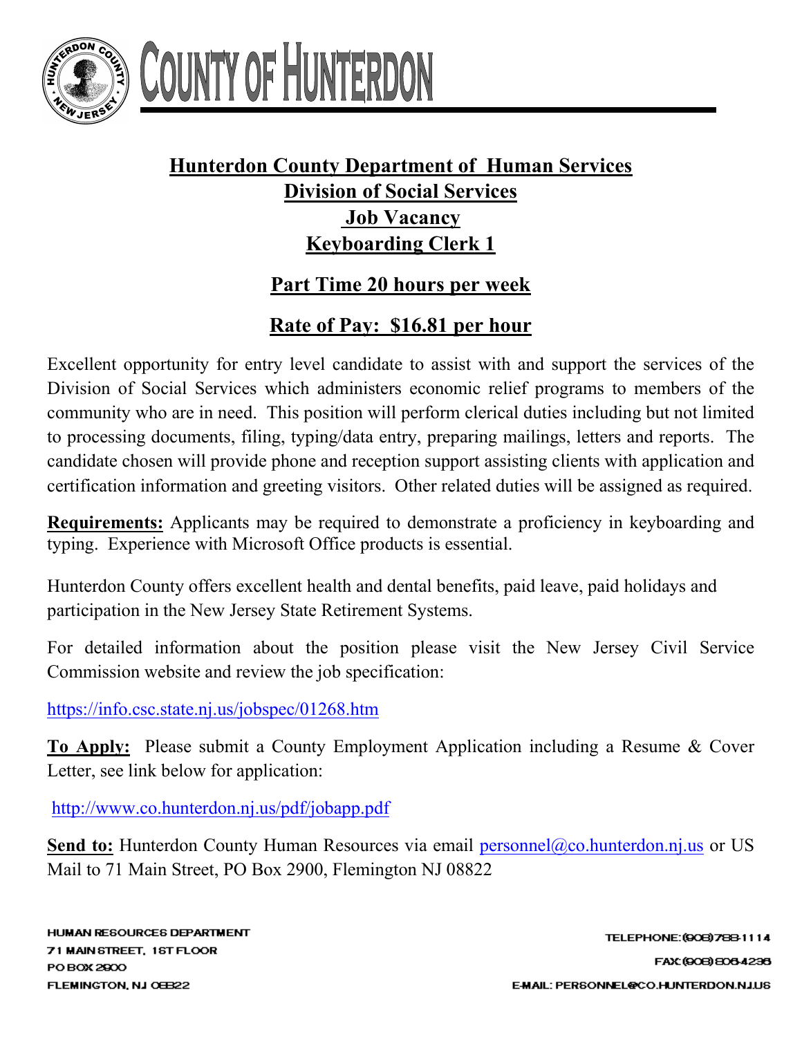# COUNTY OF HUNTERDON

## Hunterdon County Department of Human Services
## Division of Social Services
## Job Vacancy
## Keyboarding Clerk 1

### Part Time 20 hours per week

### Rate of Pay: $16.81 per hour

Excellent opportunity for entry level candidate to assist with and support the services of the Division of Social Services which administers economic relief programs to members of the community who are in need. This position will perform clerical duties including but not limited to processing documents, filing, typing/data entry, preparing mailings, letters and reports. The candidate chosen will provide phone and reception support assisting clients with application and certification information and greeting visitors. Other related duties will be assigned as required.

**Requirements:** Applicants may be required to demonstrate a proficiency in keyboarding and typing. Experience with Microsoft Office products is essential.

Hunterdon County offers excellent health and dental benefits, paid leave, paid holidays and participation in the New Jersey State Retirement Systems.

For detailed information about the position please visit the New Jersey Civil Service Commission website and review the job specification:

https://info.csc.state.nj.us/jobspec/01268.htm

**To Apply:** Please submit a County Employment Application including a Resume & Cover Letter, see link below for application:

http://www.co.hunterdon.nj.us/pdf/jobapp.pdf

**Send to:** Hunterdon County Human Resources via email personnel@co.hunterdon.nj.us or US Mail to 71 Main Street, PO Box 2900, Flemington NJ 08822

HUMAN RESOURCES DEPARTMENT
71 MAIN STREET, 1ST FLOOR
PO BOX 2900
FLEMINGTON, NJ 08822

TELEPHONE: (908) 788-1114
FAX: (908) 806-4236
E-MAIL: PERSONNEL@CO.HUNTERDON.NJ.US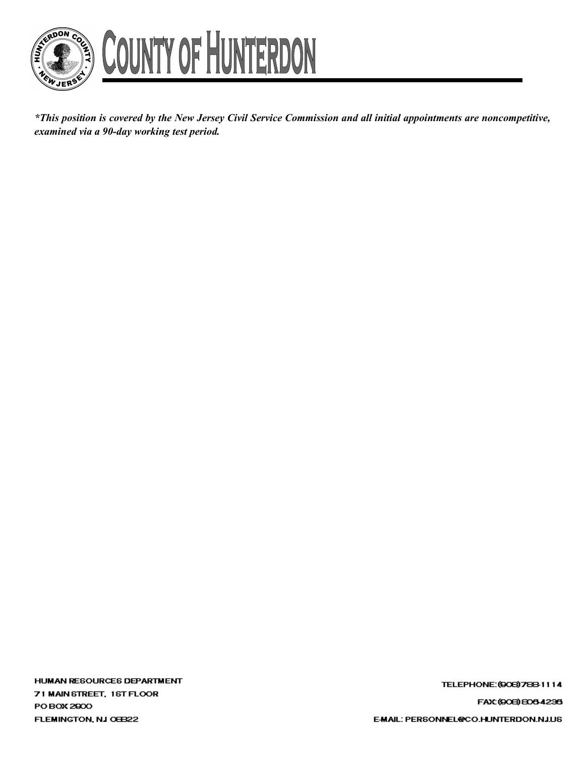# COUNTY OF HUNTERDON

***This position is covered by the New Jersey Civil Service Commission and all initial appointments are noncompetitive, examined via a 90-day working test period.***

HUMAN RESOURCES DEPARTMENT
71 MAIN STREET, 1ST FLOOR
PO BOX 2900
FLEMINGTON, NJ 08822

TELEPHONE: (908) 788-1114
FAX: (908) 806-4236
E-MAIL: PERSONNEL@CO.HUNTERDON.NJ.US